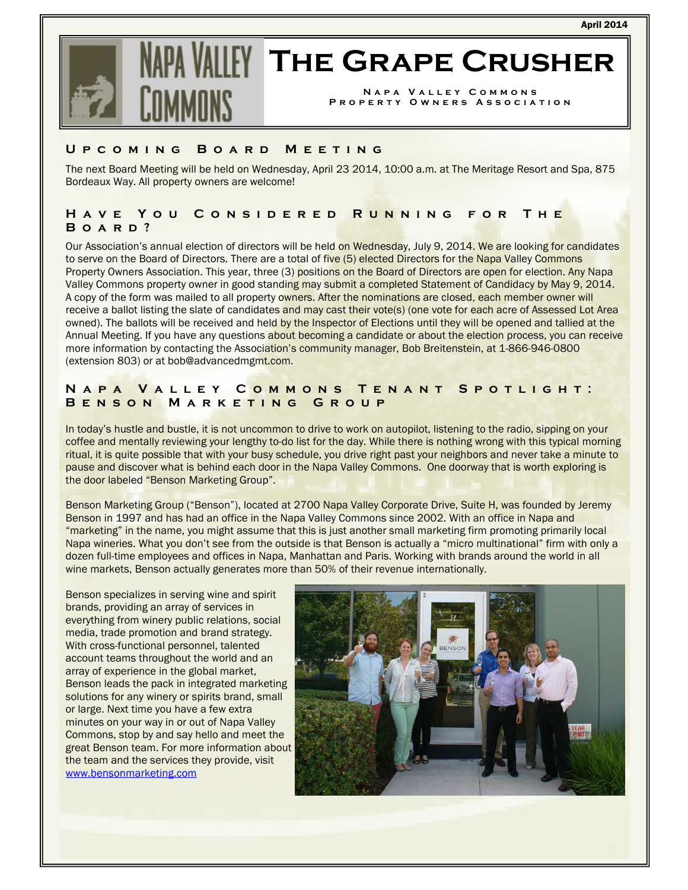April 2014

# The Grape Crusher

Napa Valley Commons Property Owners Association

## Upcoming Board Meeting

The next Board Meeting will be held on Wednesday, April 23 2014, 10:00 a.m. at The Meritage Resort and Spa, 875 Bordeaux Way. All property owners are welcome!

## Have You Considered Running for The Board?

Our Association's annual election of directors will be held on Wednesday, July 9, 2014. We are looking for candidates to serve on the Board of Directors. There are a total of five (5) elected Directors for the Napa Valley Commons Property Owners Association. This year, three (3) positions on the Board of Directors are open for election. Any Napa Valley Commons property owner in good standing may submit a completed Statement of Candidacy by May 9, 2014. A copy of the form was mailed to all property owners. After the nominations are closed, each member owner will receive a ballot listing the slate of candidates and may cast their vote(s) (one vote for each acre of Assessed Lot Area owned). The ballots will be received and held by the Inspector of Elections until they will be opened and tallied at the Annual Meeting. If you have any questions about becoming a candidate or about the election process, you can receive more information by contacting the Association's community manager, Bob Breitenstein, at 1-866-946-0800 (extension 803) or at bob@advancedmgmt.com.

## Napa Valley Commons Tenant Spotlight: Benson Marketing Group

In today's hustle and bustle, it is not uncommon to drive to work on autopilot, listening to the radio, sipping on your coffee and mentally reviewing your lengthy to-do list for the day. While there is nothing wrong with this typical morning ritual, it is quite possible that with your busy schedule, you drive right past your neighbors and never take a minute to pause and discover what is behind each door in the Napa Valley Commons. One doorway that is worth exploring is the door labeled "Benson Marketing Group".

Benson Marketing Group ("Benson"), located at 2700 Napa Valley Corporate Drive, Suite H, was founded by Jeremy Benson in 1997 and has had an office in the Napa Valley Commons since 2002. With an office in Napa and "marketing" in the name, you might assume that this is just another small marketing firm promoting primarily local Napa wineries. What you don't see from the outside is that Benson is actually a "micro multinational" firm with only a dozen full-time employees and offices in Napa, Manhattan and Paris. Working with brands around the world in all wine markets, Benson actually generates more than 50% of their revenue internationally.

Benson specializes in serving wine and spirit brands, providing an array of services in everything from winery public relations, social media, trade promotion and brand strategy. With cross-functional personnel, talented account teams throughout the world and an array of experience in the global market, Benson leads the pack in integrated marketing solutions for any winery or spirits brand, small or large. Next time you have a few extra minutes on your way in or out of Napa Valley Commons, stop by and say hello and meet the great Benson team. For more information about the team and the services they provide, visit www.bensonmarketing.com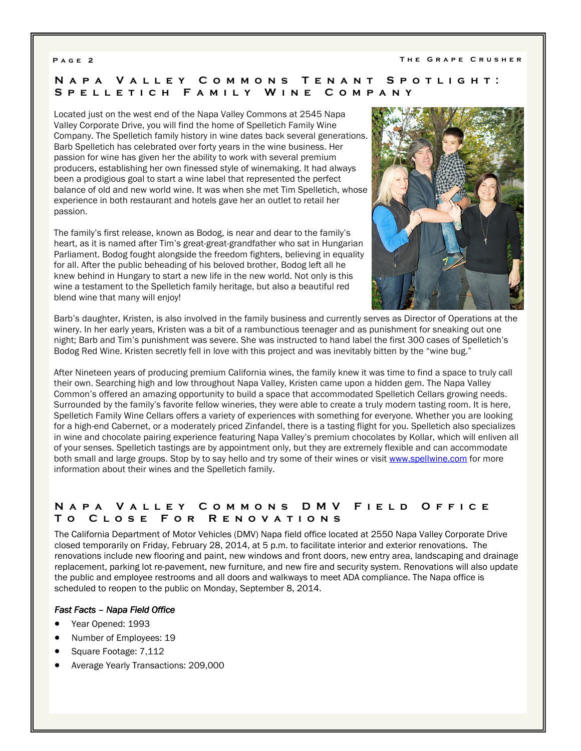## Napa Valley Commons Tenant Spotlight: Spelletich Family Wine Company

Located just on the west end of the Napa Valley Commons at 2545 Napa Valley Corporate Drive, you will find the home of Spelletich Family Wine Company. The Spelletich family history in wine dates back several generations. Barb Spelletich has celebrated over forty years in the wine business. Her passion for wine has given her the ability to work with several premium producers, establishing her own finessed style of winemaking. It had always been a prodigious goal to start a wine label that represented the perfect balance of old and new world wine. It was when she met Tim Spelletich, whose experience in both restaurant and hotels gave her an outlet to retail her passion.

The family's first release, known as Bodog, is near and dear to the family's heart, as it is named after Tim's great-great-grandfather who sat in Hungarian Parliament. Bodog fought alongside the freedom fighters, believing in equality for all. After the public beheading of his beloved brother, Bodog left all he knew behind in Hungary to start a new life in the new world. Not only is this wine a testament to the Spelletich family heritage, but also a beautiful red blend wine that many will enjoy!

Barb's daughter, Kristen, is also involved in the family business and currently serves as Director of Operations at the winery. In her early years, Kristen was a bit of a rambunctious teenager and as punishment for sneaking out one night; Barb and Tim's punishment was severe. She was instructed to hand label the first 300 cases of Spelletich's Bodog Red Wine. Kristen secretly fell in love with this project and was inevitably bitten by the "wine bug."

After Nineteen years of producing premium California wines, the family knew it was time to find a space to truly call their own. Searching high and low throughout Napa Valley, Kristen came upon a hidden gem. The Napa Valley Common's offered an amazing opportunity to build a space that accommodated Spelletich Cellars growing needs. Surrounded by the family's favorite fellow wineries, they were able to create a truly modern tasting room. It is here, Spelletich Family Wine Cellars offers a variety of experiences with something for everyone. Whether you are looking for a high-end Cabernet, or a moderately priced Zinfandel, there is a tasting flight for you. Spelletich also specializes in wine and chocolate pairing experience featuring Napa Valley's premium chocolates by Kollar, which will enliven all of your senses. Spelletich tastings are by appointment only, but they are extremely flexible and can accommodate both small and large groups. Stop by to say hello and try some of their wines or visit [www.spellwine.com](http://www.spellwine.com) for more information about their wines and the Spelletich family.

## Napa Valley Commons DMV Field Office To Close For Renovations

The California Department of Motor Vehicles (DMV) Napa field office located at 2550 Napa Valley Corporate Drive closed temporarily on Friday, February 28, 2014, at 5 p.m. to facilitate interior and exterior renovations. The renovations include new flooring and paint, new windows and front doors, new entry area, landscaping and drainage replacement, parking lot re-pavement, new furniture, and new fire and security system. Renovations will also update the public and employee restrooms and all doors and walkways to meet ADA compliance. The Napa office is scheduled to reopen to the public on Monday, September 8, 2014.

*Fast Facts – Napa Field Office*

- Year Opened: 1993
- Number of Employees: 19
- Square Footage: 7,112
- Average Yearly Transactions: 209,000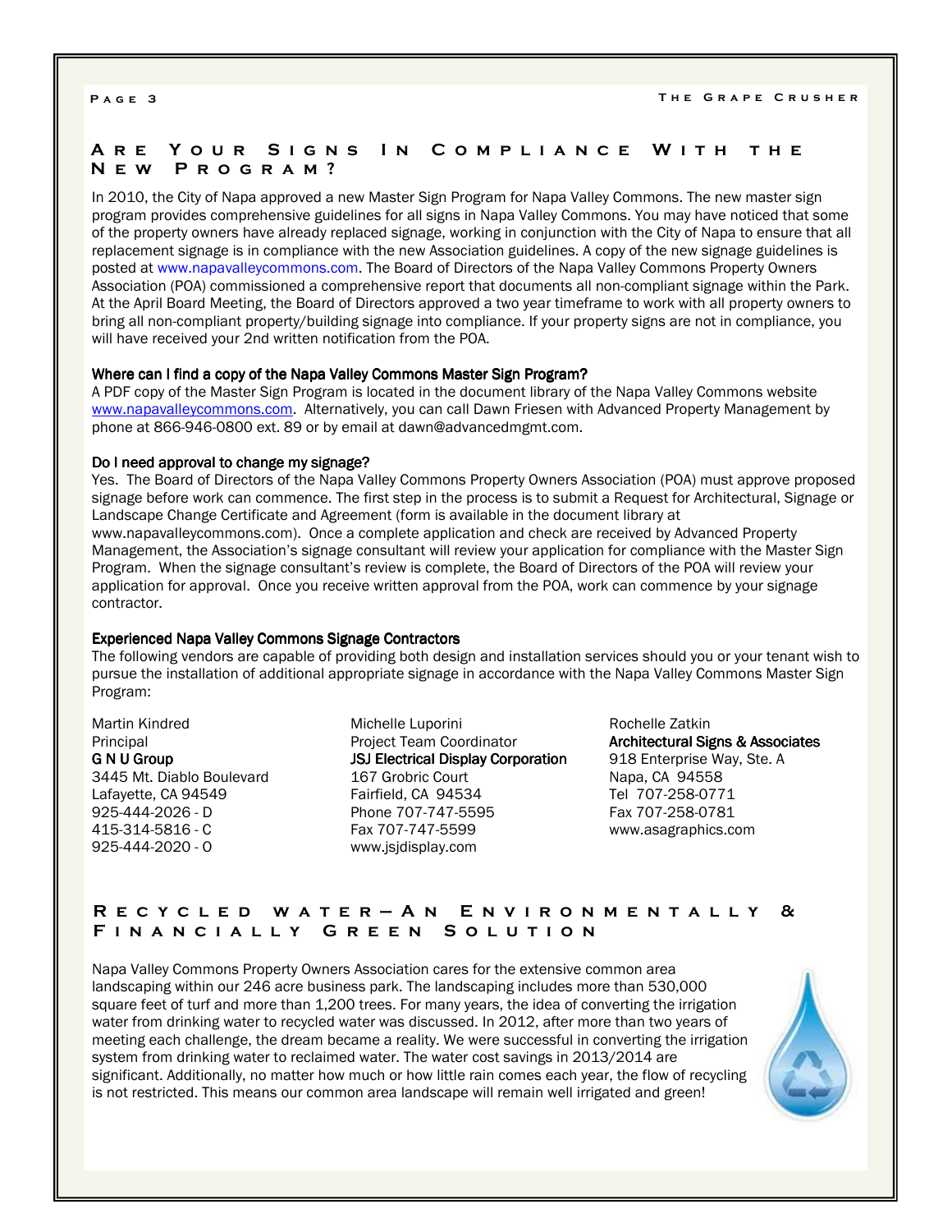## Are Your Signs In Compliance With the New Program?

In 2010, the City of Napa approved a new Master Sign Program for Napa Valley Commons. The new master sign program provides comprehensive guidelines for all signs in Napa Valley Commons. You may have noticed that some of the property owners have already replaced signage, working in conjunction with the City of Napa to ensure that all replacement signage is in compliance with the new Association guidelines. A copy of the new signage guidelines is posted at www.napavalleycommons.com. The Board of Directors of the Napa Valley Commons Property Owners Association (POA) commissioned a comprehensive report that documents all non-compliant signage within the Park. At the April Board Meeting, the Board of Directors approved a two year timeframe to work with all property owners to bring all non-compliant property/building signage into compliance. If your property signs are not in compliance, you will have received your 2nd written notification from the POA.

**Where can I find a copy of the Napa Valley Commons Master Sign Program?**

A PDF copy of the Master Sign Program is located in the document library of the Napa Valley Commons website www.napavalleycommons.com. Alternatively, you can call Dawn Friesen with Advanced Property Management by phone at 866-946-0800 ext. 89 or by email at dawn@advancedmgmt.com.

**Do I need approval to change my signage?**

Yes. The Board of Directors of the Napa Valley Commons Property Owners Association (POA) must approve proposed signage before work can commence. The first step in the process is to submit a Request for Architectural, Signage or Landscape Change Certificate and Agreement (form is available in the document library at www.napavalleycommons.com). Once a complete application and check are received by Advanced Property Management, the Association's signage consultant will review your application for compliance with the Master Sign Program. When the signage consultant's review is complete, the Board of Directors of the POA will review your application for approval. Once you receive written approval from the POA, work can commence by your signage contractor.

**Experienced Napa Valley Commons Signage Contractors**

The following vendors are capable of providing both design and installation services should you or your tenant wish to pursue the installation of additional appropriate signage in accordance with the Napa Valley Commons Master Sign Program:

Martin Kindred
Principal
**G N U Group**
3445 Mt. Diablo Boulevard
Lafayette, CA 94549
925-444-2026 - D
415-314-5816 - C
925-444-2020 - O

Michelle Luporini
Project Team Coordinator
**JSJ Electrical Display Corporation**
167 Grobric Court
Fairfield, CA 94534
Phone 707-747-5595
Fax 707-747-5599
www.jsjdisplay.com

Rochelle Zatkin
**Architectural Signs & Associates**
918 Enterprise Way, Ste. A
Napa, CA 94558
Tel 707-258-0771
Fax 707-258-0781
www.asagraphics.com

## Recycled water—An Environmentally & Financially Green Solution

Napa Valley Commons Property Owners Association cares for the extensive common area landscaping within our 246 acre business park. The landscaping includes more than 530,000 square feet of turf and more than 1,200 trees. For many years, the idea of converting the irrigation water from drinking water to recycled water was discussed. In 2012, after more than two years of meeting each challenge, the dream became a reality. We were successful in converting the irrigation system from drinking water to reclaimed water. The water cost savings in 2013/2014 are significant. Additionally, no matter how much or how little rain comes each year, the flow of recycling is not restricted. This means our common area landscape will remain well irrigated and green!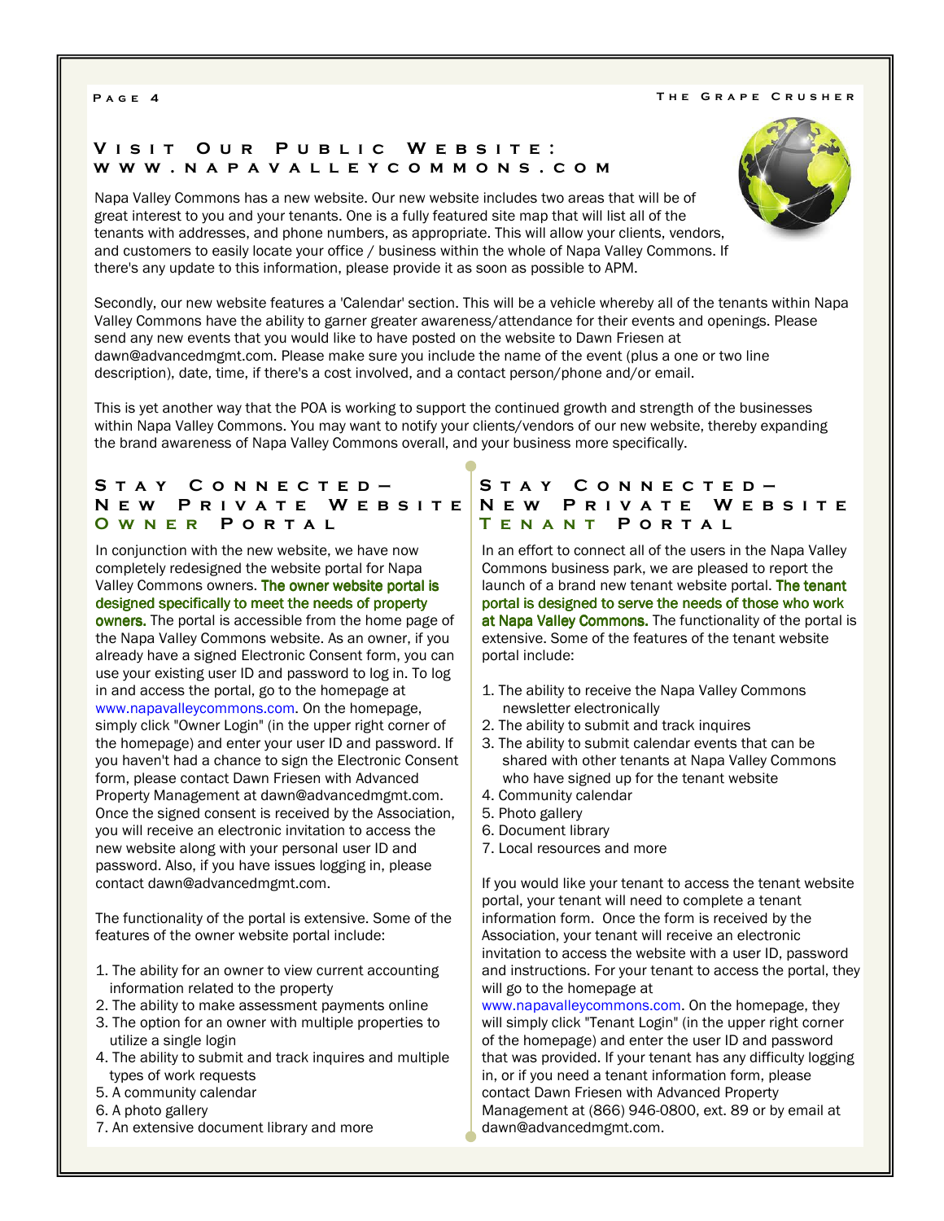## Visit Our Public Website: www.napavalleycommons.com

Napa Valley Commons has a new website. Our new website includes two areas that will be of great interest to you and your tenants. One is a fully featured site map that will list all of the tenants with addresses, and phone numbers, as appropriate. This will allow your clients, vendors, and customers to easily locate your office / business within the whole of Napa Valley Commons. If there's any update to this information, please provide it as soon as possible to APM.

Secondly, our new website features a 'Calendar' section. This will be a vehicle whereby all of the tenants within Napa Valley Commons have the ability to garner greater awareness/attendance for their events and openings. Please send any new events that you would like to have posted on the website to Dawn Friesen at dawn@advancedmgmt.com. Please make sure you include the name of the event (plus a one or two line description), date, time, if there's a cost involved, and a contact person/phone and/or email.

This is yet another way that the POA is working to support the continued growth and strength of the businesses within Napa Valley Commons. You may want to notify your clients/vendors of our new website, thereby expanding the brand awareness of Napa Valley Commons overall, and your business more specifically.

## Stay Connected— New Private Website Owner Portal

In conjunction with the new website, we have now completely redesigned the website portal for Napa Valley Commons owners. **The owner website portal is designed specifically to meet the needs of property owners.** The portal is accessible from the home page of the Napa Valley Commons website. As an owner, if you already have a signed Electronic Consent form, you can use your existing user ID and password to log in. To log in and access the portal, go to the homepage at www.napavalleycommons.com. On the homepage, simply click "Owner Login" (in the upper right corner of the homepage) and enter your user ID and password. If you haven't had a chance to sign the Electronic Consent form, please contact Dawn Friesen with Advanced Property Management at dawn@advancedmgmt.com. Once the signed consent is received by the Association, you will receive an electronic invitation to access the new website along with your personal user ID and password. Also, if you have issues logging in, please contact dawn@advancedmgmt.com.

The functionality of the portal is extensive. Some of the features of the owner website portal include:

1. The ability for an owner to view current accounting information related to the property
2. The ability to make assessment payments online
3. The option for an owner with multiple properties to utilize a single login
4. The ability to submit and track inquires and multiple types of work requests
5. A community calendar
6. A photo gallery
7. An extensive document library and more

## Stay Connected— New Private Website Tenant Portal

In an effort to connect all of the users in the Napa Valley Commons business park, we are pleased to report the launch of a brand new tenant website portal. **The tenant portal is designed to serve the needs of those who work at Napa Valley Commons.** The functionality of the portal is extensive. Some of the features of the tenant website portal include:

1. The ability to receive the Napa Valley Commons newsletter electronically
2. The ability to submit and track inquires
3. The ability to submit calendar events that can be shared with other tenants at Napa Valley Commons who have signed up for the tenant website
4. Community calendar
5. Photo gallery
6. Document library
7. Local resources and more

If you would like your tenant to access the tenant website portal, your tenant will need to complete a tenant information form. Once the form is received by the Association, your tenant will receive an electronic invitation to access the website with a user ID, password and instructions. For your tenant to access the portal, they will go to the homepage at www.napavalleycommons.com. On the homepage, they will simply click "Tenant Login" (in the upper right corner of the homepage) and enter the user ID and password that was provided. If your tenant has any difficulty logging in, or if you need a tenant information form, please contact Dawn Friesen with Advanced Property Management at (866) 946-0800, ext. 89 or by email at dawn@advancedmgmt.com.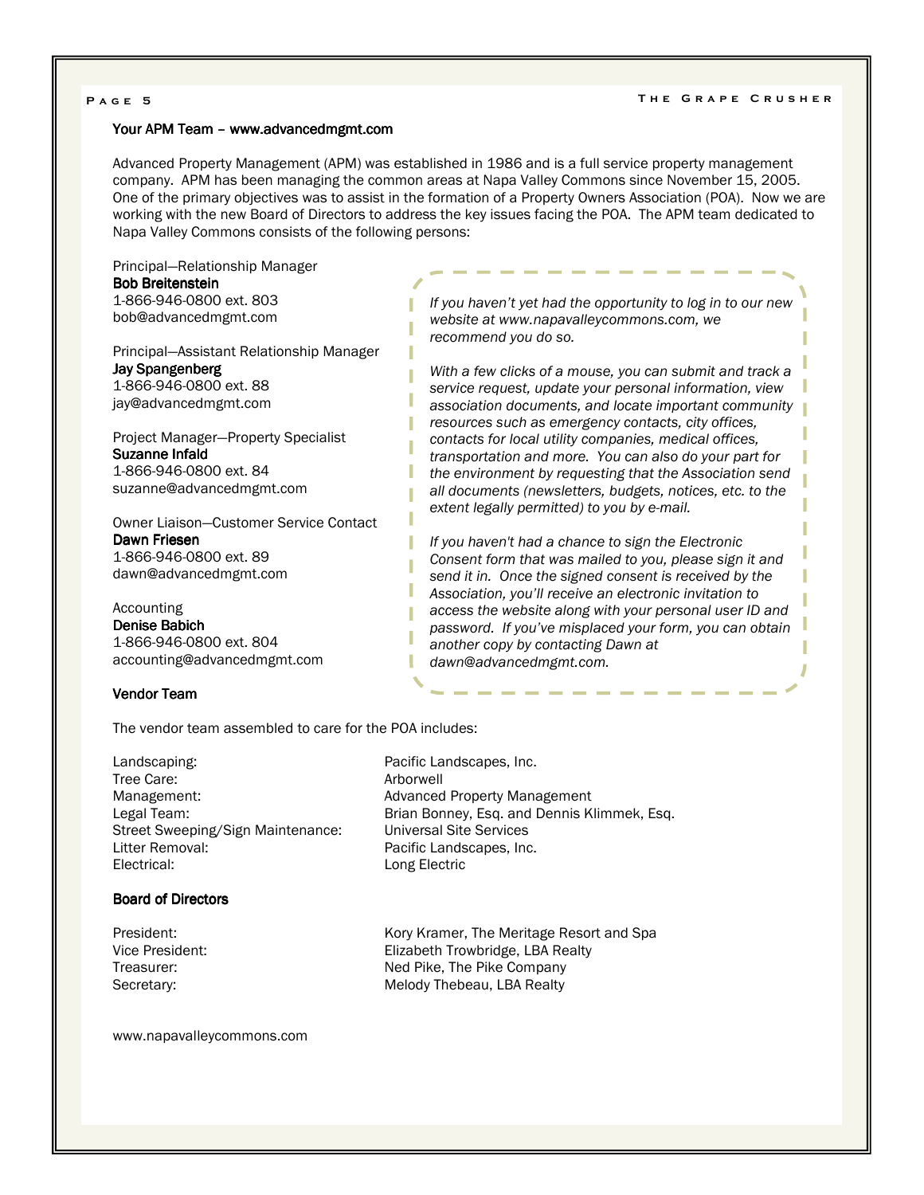## Your APM Team – www.advancedmgmt.com

Advanced Property Management (APM) was established in 1986 and is a full service property management company. APM has been managing the common areas at Napa Valley Commons since November 15, 2005. One of the primary objectives was to assist in the formation of a Property Owners Association (POA). Now we are working with the new Board of Directors to address the key issues facing the POA. The APM team dedicated to Napa Valley Commons consists of the following persons:

Principal—Relationship Manager
**Bob Breitenstein**
1-866-946-0800 ext. 803
bob@advancedmgmt.com

Principal—Assistant Relationship Manager
**Jay Spangenberg**
1-866-946-0800 ext. 88
jay@advancedmgmt.com

Project Manager—Property Specialist
**Suzanne Infald**
1-866-946-0800 ext. 84
suzanne@advancedmgmt.com

Owner Liaison—Customer Service Contact
**Dawn Friesen**
1-866-946-0800 ext. 89
dawn@advancedmgmt.com

Accounting
**Denise Babich**
1-866-946-0800 ext. 804
accounting@advancedmgmt.com

*If you haven't yet had the opportunity to log in to our new website at www.napavalleycommons.com, we recommend you do so.*

*With a few clicks of a mouse, you can submit and track a service request, update your personal information, view association documents, and locate important community resources such as emergency contacts, city offices, contacts for local utility companies, medical offices, transportation and more. You can also do your part for the environment by requesting that the Association send all documents (newsletters, budgets, notices, etc. to the extent legally permitted) to you by e-mail.*

*If you haven't had a chance to sign the Electronic Consent form that was mailed to you, please sign it and send it in. Once the signed consent is received by the Association, you'll receive an electronic invitation to access the website along with your personal user ID and password. If you've misplaced your form, you can obtain another copy by contacting Dawn at dawn@advancedmgmt.com.*

## Vendor Team

The vendor team assembled to care for the POA includes:

| | |
|---|---|
| Landscaping: | Pacific Landscapes, Inc. |
| Tree Care: | Arborwell |
| Management: | Advanced Property Management |
| Legal Team: | Brian Bonney, Esq. and Dennis Klimmek, Esq. |
| Street Sweeping/Sign Maintenance: | Universal Site Services |
| Litter Removal: | Pacific Landscapes, Inc. |
| Electrical: | Long Electric |

## Board of Directors

| | |
|---|---|
| President: | Kory Kramer, The Meritage Resort and Spa |
| Vice President: | Elizabeth Trowbridge, LBA Realty |
| Treasurer: | Ned Pike, The Pike Company |
| Secretary: | Melody Thebeau, LBA Realty |

www.napavalleycommons.com